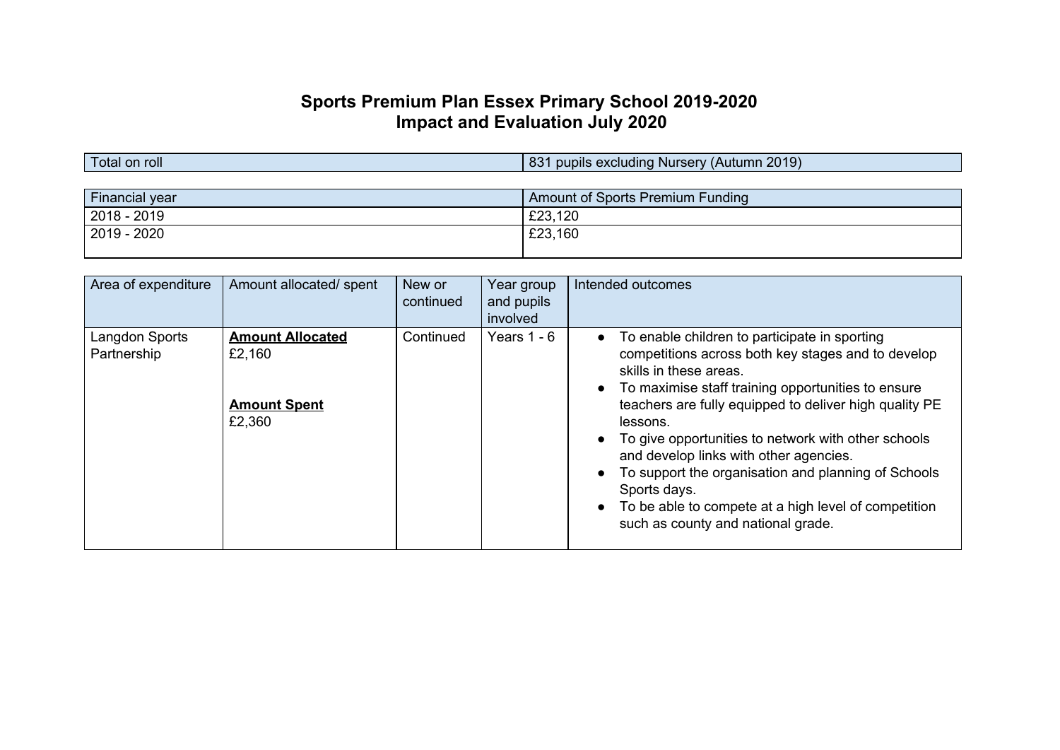# Sports Premium Plan Essex Primary School 2019-2020
# Impact and Evaluation July 2020

| Total on roll | 831 pupils excluding Nursery (Autumn 2019) |
|---|---|

| Financial year | Amount of Sports Premium Funding |
|---|---|
| 2018 - 2019 | £23,120 |
| 2019 - 2020 | £23,160 |

| Area of expenditure | Amount allocated/ spent | New or continued | Year group and pupils involved | Intended outcomes |
|---|---|---|---|---|
| Langdon Sports Partnership | **Amount Allocated**<br>£2,160<br><br>**Amount Spent**<br>£2,360 | Continued | Years 1 - 6 | • To enable children to participate in sporting competitions across both key stages and to develop skills in these areas.<br>• To maximise staff training opportunities to ensure teachers are fully equipped to deliver high quality PE lessons.<br>• To give opportunities to network with other schools and develop links with other agencies.<br>• To support the organisation and planning of Schools Sports days.<br>• To be able to compete at a high level of competition such as county and national grade. |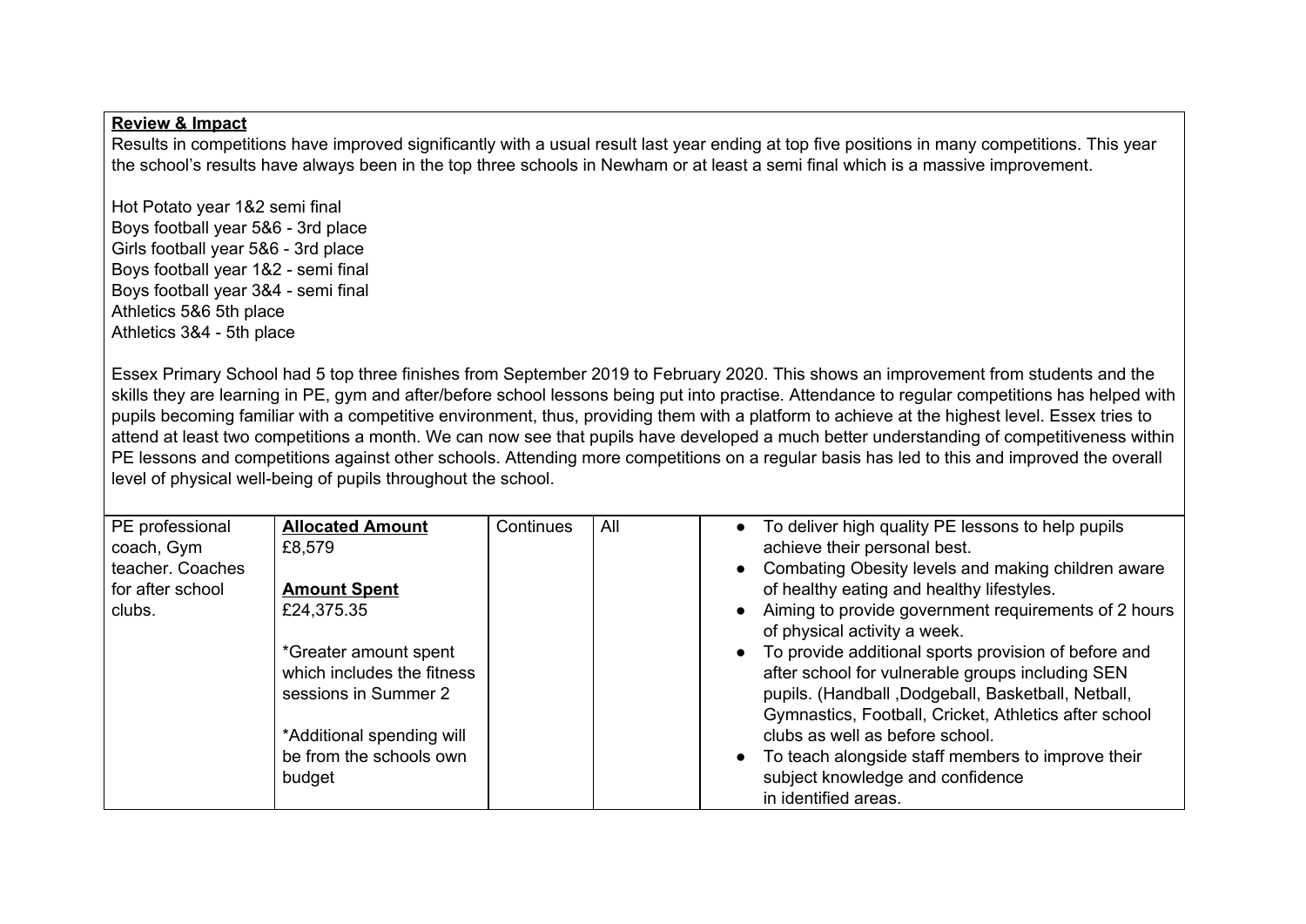**Review & Impact**

Results in competitions have improved significantly with a usual result last year ending at top five positions in many competitions. This year the school's results have always been in the top three schools in Newham or at least a semi final which is a massive improvement.

Hot Potato year 1&2 semi final
Boys football year 5&6 - 3rd place
Girls football year 5&6 - 3rd place
Boys football year 1&2 - semi final
Boys football year 3&4 - semi final
Athletics 5&6 5th place
Athletics 3&4 - 5th place

Essex Primary School had 5 top three finishes from September 2019 to February 2020. This shows an improvement from students and the skills they are learning in PE, gym and after/before school lessons being put into practise. Attendance to regular competitions has helped with pupils becoming familiar with a competitive environment, thus, providing them with a platform to achieve at the highest level. Essex tries to attend at least two competitions a month. We can now see that pupils have developed a much better understanding of competitiveness within PE lessons and competitions against other schools. Attending more competitions on a regular basis has led to this and improved the overall level of physical well-being of pupils throughout the school.

| | | | | |
|---|---|---|---|---|
| PE professional coach, Gym teacher. Coaches for after school clubs. | **Allocated Amount**<br>£8,579<br><br>**Amount Spent**<br>£24,375.35<br><br>*Greater amount spent which includes the fitness sessions in Summer 2<br><br>*Additional spending will be from the schools own budget | Continues | All | • To deliver high quality PE lessons to help pupils achieve their personal best.<br>• Combating Obesity levels and making children aware of healthy eating and healthy lifestyles.<br>• Aiming to provide government requirements of 2 hours of physical activity a week.<br>• To provide additional sports provision of before and after school for vulnerable groups including SEN pupils. (Handball ,Dodgeball, Basketball, Netball, Gymnastics, Football, Cricket, Athletics after school clubs as well as before school.<br>• To teach alongside staff members to improve their subject knowledge and confidence in identified areas. |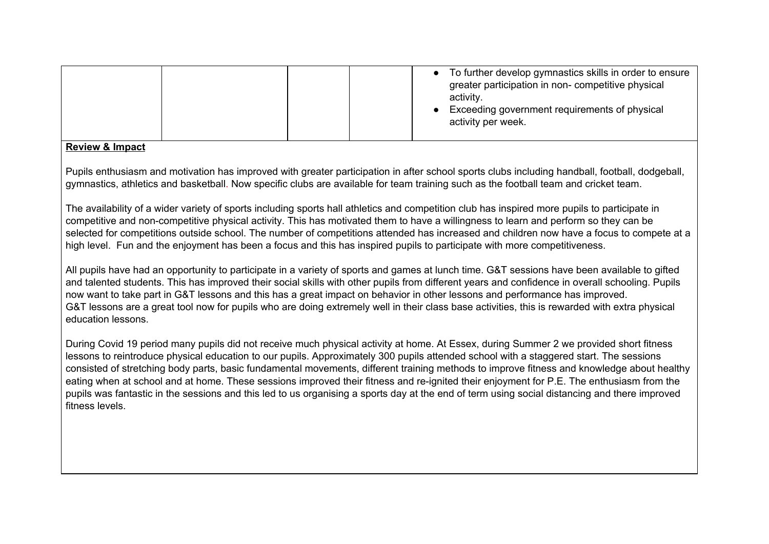| | | | | |
|---|---|---|---|---|
| | | | | ● To further develop gymnastics skills in order to ensure greater participation in non- competitive physical activity.<br>● Exceeding government requirements of physical activity per week. |

**Review & Impact**

Pupils enthusiasm and motivation has improved with greater participation in after school sports clubs including handball, football, dodgeball, gymnastics, athletics and basketball. Now specific clubs are available for team training such as the football team and cricket team.

The availability of a wider variety of sports including sports hall athletics and competition club has inspired more pupils to participate in competitive and non-competitive physical activity. This has motivated them to have a willingness to learn and perform so they can be selected for competitions outside school. The number of competitions attended has increased and children now have a focus to compete at a high level. Fun and the enjoyment has been a focus and this has inspired pupils to participate with more competitiveness.

All pupils have had an opportunity to participate in a variety of sports and games at lunch time. G&T sessions have been available to gifted and talented students. This has improved their social skills with other pupils from different years and confidence in overall schooling. Pupils now want to take part in G&T lessons and this has a great impact on behavior in other lessons and performance has improved. G&T lessons are a great tool now for pupils who are doing extremely well in their class base activities, this is rewarded with extra physical education lessons.

During Covid 19 period many pupils did not receive much physical activity at home. At Essex, during Summer 2 we provided short fitness lessons to reintroduce physical education to our pupils. Approximately 300 pupils attended school with a staggered start. The sessions consisted of stretching body parts, basic fundamental movements, different training methods to improve fitness and knowledge about healthy eating when at school and at home. These sessions improved their fitness and re-ignited their enjoyment for P.E. The enthusiasm from the pupils was fantastic in the sessions and this led to us organising a sports day at the end of term using social distancing and there improved fitness levels.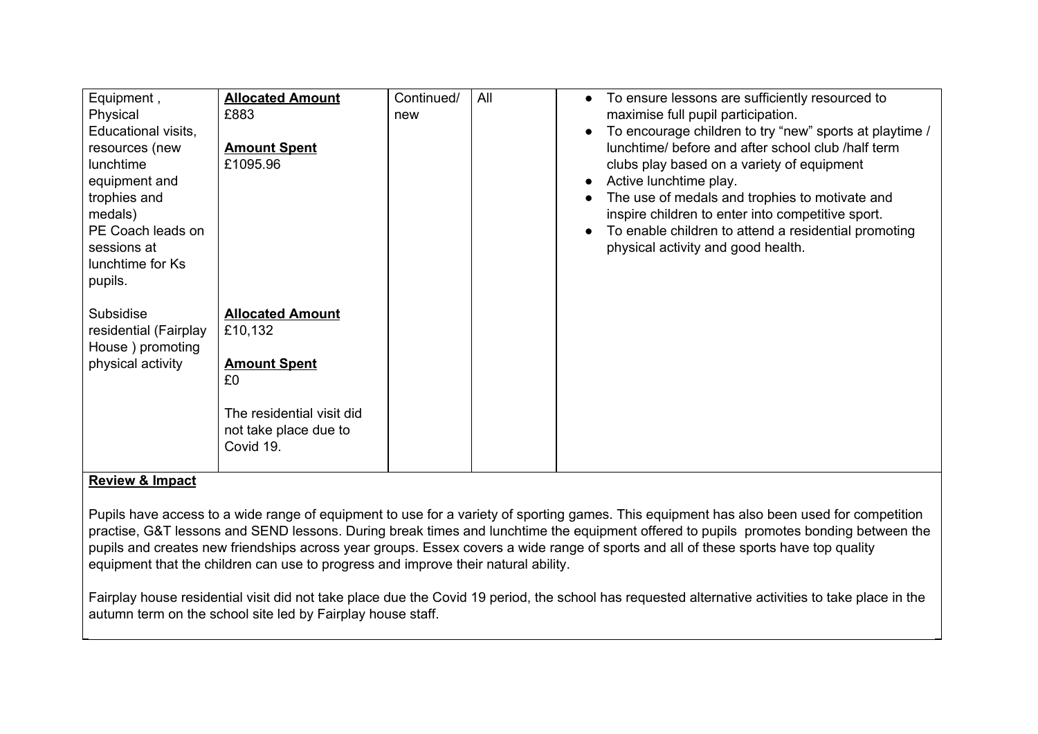| | | | | |
|---|---|---|---|---|
| Equipment , Physical Educational visits, resources (new lunchtime equipment and trophies and medals)<br>PE Coach leads on sessions at lunchtime for Ks pupils.<br><br>Subsidise residential (Fairplay House ) promoting physical activity | **Allocated Amount**<br>£883<br><br>**Amount Spent**<br>£1095.96<br><br>**Allocated Amount**<br>£10,132<br><br>**Amount Spent**<br>£0<br><br>The residential visit did not take place due to Covid 19. | Continued/ new | All | • To ensure lessons are sufficiently resourced to maximise full pupil participation.<br>• To encourage children to try "new" sports at playtime / lunchtime/ before and after school club /half term clubs play based on a variety of equipment<br>• Active lunchtime play.<br>• The use of medals and trophies to motivate and inspire children to enter into competitive sport.<br>• To enable children to attend a residential promoting physical activity and good health. |

**Review & Impact**

Pupils have access to a wide range of equipment to use for a variety of sporting games. This equipment has also been used for competition practise, G&T lessons and SEND lessons. During break times and lunchtime the equipment offered to pupils promotes bonding between the pupils and creates new friendships across year groups. Essex covers a wide range of sports and all of these sports have top quality equipment that the children can use to progress and improve their natural ability.

Fairplay house residential visit did not take place due the Covid 19 period, the school has requested alternative activities to take place in the autumn term on the school site led by Fairplay house staff.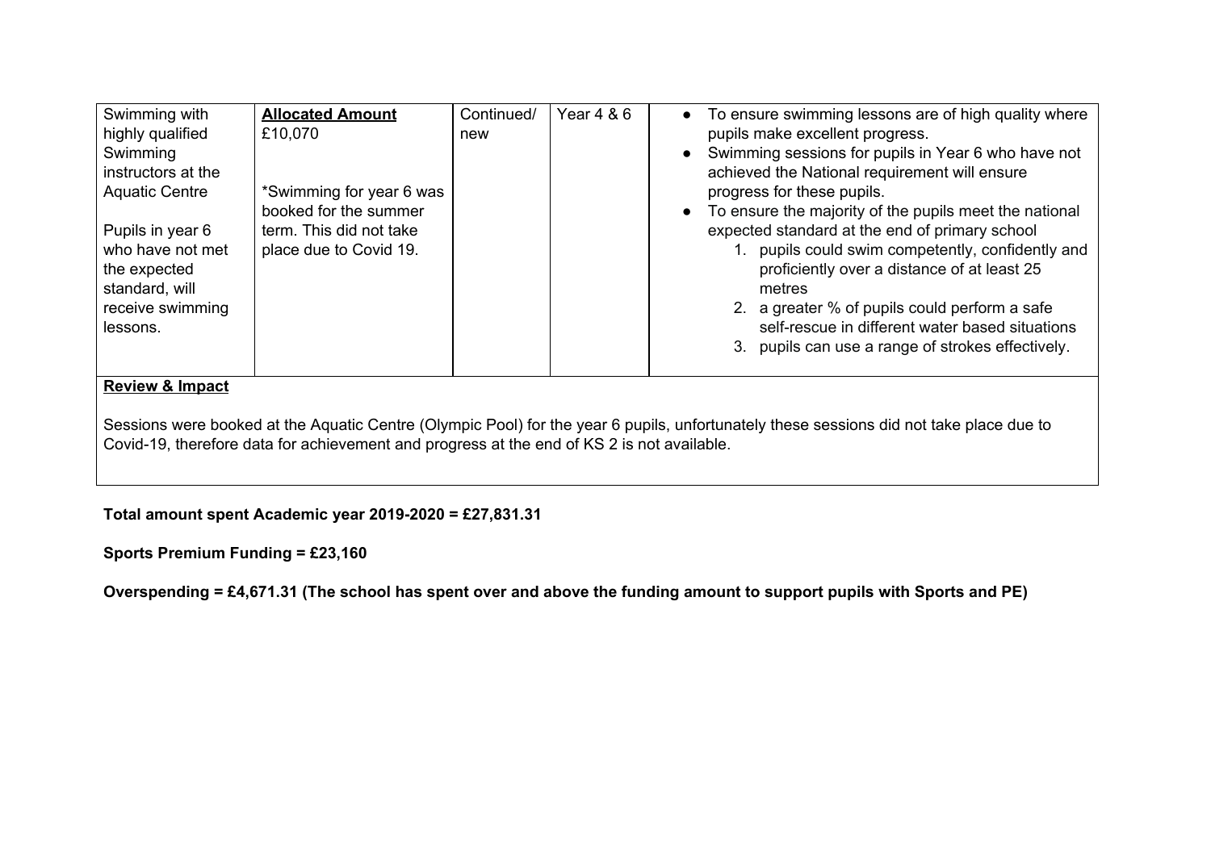| | | | | |
|---|---|---|---|---|
| Swimming with highly qualified Swimming instructors at the Aquatic Centre<br><br>Pupils in year 6 who have not met the expected standard, will receive swimming lessons. | **Allocated Amount**<br>£10,070<br><br>*Swimming for year 6 was booked for the summer term. This did not take place due to Covid 19. | Continued/ new | Year 4 & 6 | • To ensure swimming lessons are of high quality where pupils make excellent progress.<br>• Swimming sessions for pupils in Year 6 who have not achieved the National requirement will ensure progress for these pupils.<br>• To ensure the majority of the pupils meet the national expected standard at the end of primary school<br>1. pupils could swim competently, confidently and proficiently over a distance of at least 25 metres<br>2. a greater % of pupils could perform a safe self-rescue in different water based situations<br>3. pupils can use a range of strokes effectively. |
| **Review & Impact**<br><br>Sessions were booked at the Aquatic Centre (Olympic Pool) for the year 6 pupils, unfortunately these sessions did not take place due to Covid-19, therefore data for achievement and progress at the end of KS 2 is not available. | | | | |

**Total amount spent Academic year 2019-2020 = £27,831.31**

**Sports Premium Funding = £23,160**

**Overspending = £4,671.31 (The school has spent over and above the funding amount to support pupils with Sports and PE)**